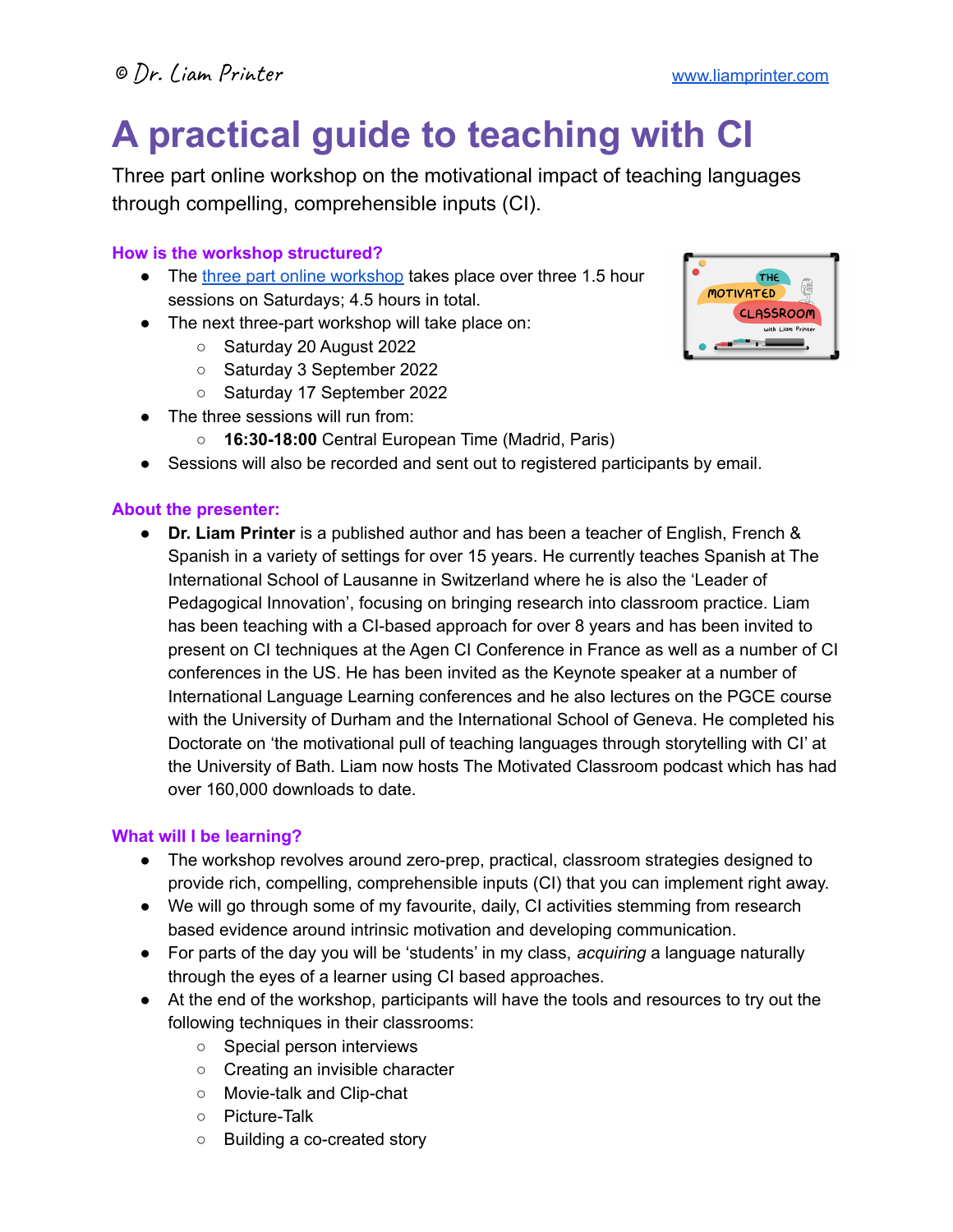© Dr. Liam Printer www.liamprinter.com

# A practical guide to teaching with CI

Three part online workshop on the motivational impact of teaching languages through compelling, comprehensible inputs (CI).

### How is the workshop structured?

- The three part online workshop takes place over three 1.5 hour sessions on Saturdays; 4.5 hours in total.
- The next three-part workshop will take place on:
  - Saturday 20 August 2022
  - Saturday 3 September 2022
  - Saturday 17 September 2022
- The three sessions will run from:
  - **16:30-18:00** Central European Time (Madrid, Paris)
- Sessions will also be recorded and sent out to registered participants by email.

### About the presenter:

- **Dr. Liam Printer** is a published author and has been a teacher of English, French & Spanish in a variety of settings for over 15 years. He currently teaches Spanish at The International School of Lausanne in Switzerland where he is also the 'Leader of Pedagogical Innovation', focusing on bringing research into classroom practice. Liam has been teaching with a CI-based approach for over 8 years and has been invited to present on CI techniques at the Agen CI Conference in France as well as a number of CI conferences in the US. He has been invited as the Keynote speaker at a number of International Language Learning conferences and he also lectures on the PGCE course with the University of Durham and the International School of Geneva. He completed his Doctorate on 'the motivational pull of teaching languages through storytelling with CI' at the University of Bath. Liam now hosts The Motivated Classroom podcast which has had over 160,000 downloads to date.

### What will I be learning?

- The workshop revolves around zero-prep, practical, classroom strategies designed to provide rich, compelling, comprehensible inputs (CI) that you can implement right away.
- We will go through some of my favourite, daily, CI activities stemming from research based evidence around intrinsic motivation and developing communication.
- For parts of the day you will be 'students' in my class, *acquiring* a language naturally through the eyes of a learner using CI based approaches.
- At the end of the workshop, participants will have the tools and resources to try out the following techniques in their classrooms:
  - Special person interviews
  - Creating an invisible character
  - Movie-talk and Clip-chat
  - Picture-Talk
  - Building a co-created story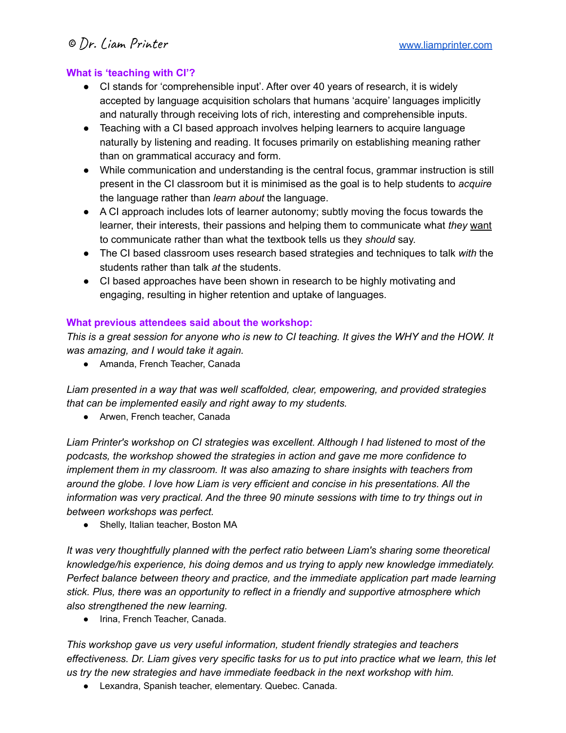### What is 'teaching with CI'?

- CI stands for 'comprehensible input'. After over 40 years of research, it is widely accepted by language acquisition scholars that humans 'acquire' languages implicitly and naturally through receiving lots of rich, interesting and comprehensible inputs.
- Teaching with a CI based approach involves helping learners to acquire language naturally by listening and reading. It focuses primarily on establishing meaning rather than on grammatical accuracy and form.
- While communication and understanding is the central focus, grammar instruction is still present in the CI classroom but it is minimised as the goal is to help students to *acquire* the language rather than *learn about* the language.
- A CI approach includes lots of learner autonomy; subtly moving the focus towards the learner, their interests, their passions and helping them to communicate what *they* <u>want</u> to communicate rather than what the textbook tells us they *should* say.
- The CI based classroom uses research based strategies and techniques to talk *with* the students rather than talk *at* the students.
- CI based approaches have been shown in research to be highly motivating and engaging, resulting in higher retention and uptake of languages.

### What previous attendees said about the workshop:

*This is a great session for anyone who is new to CI teaching. It gives the WHY and the HOW. It was amazing, and I would take it again.*

- Amanda, French Teacher, Canada

*Liam presented in a way that was well scaffolded, clear, empowering, and provided strategies that can be implemented easily and right away to my students.*

- Arwen, French teacher, Canada

*Liam Printer's workshop on CI strategies was excellent. Although I had listened to most of the podcasts, the workshop showed the strategies in action and gave me more confidence to implement them in my classroom. It was also amazing to share insights with teachers from around the globe. I love how Liam is very efficient and concise in his presentations. All the information was very practical. And the three 90 minute sessions with time to try things out in between workshops was perfect.*

- Shelly, Italian teacher, Boston MA

*It was very thoughtfully planned with the perfect ratio between Liam's sharing some theoretical knowledge/his experience, his doing demos and us trying to apply new knowledge immediately. Perfect balance between theory and practice, and the immediate application part made learning stick. Plus, there was an opportunity to reflect in a friendly and supportive atmosphere which also strengthened the new learning.*

- Irina, French Teacher, Canada.

*This workshop gave us very useful information, student friendly strategies and teachers effectiveness. Dr. Liam gives very specific tasks for us to put into practice what we learn, this let us try the new strategies and have immediate feedback in the next workshop with him.*

- Lexandra, Spanish teacher, elementary. Quebec. Canada.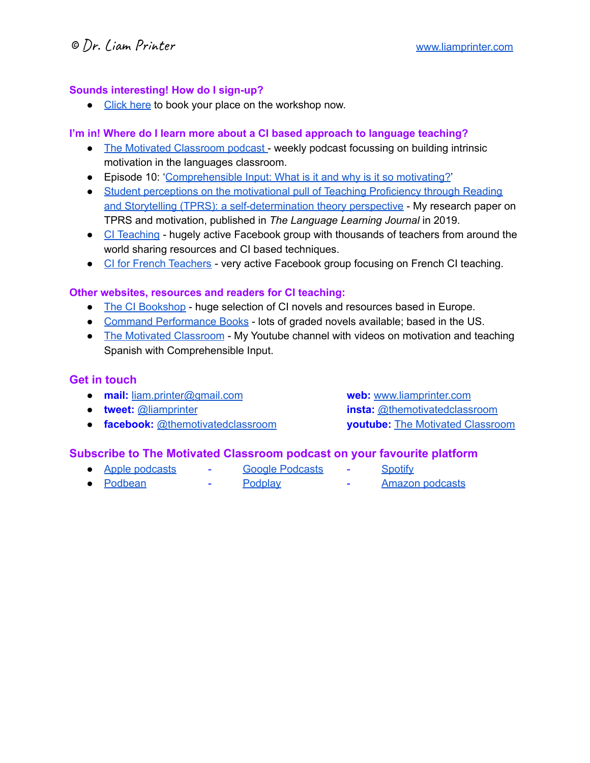### Sounds interesting! How do I sign-up?

- Click here to book your place on the workshop now.

### I'm in! Where do I learn more about a CI based approach to language teaching?

- The Motivated Classroom podcast - weekly podcast focussing on building intrinsic motivation in the languages classroom.
- Episode 10: 'Comprehensible Input: What is it and why is it so motivating?'
- Student perceptions on the motivational pull of Teaching Proficiency through Reading and Storytelling (TPRS): a self-determination theory perspective - My research paper on TPRS and motivation, published in *The Language Learning Journal* in 2019.
- CI Teaching - hugely active Facebook group with thousands of teachers from around the world sharing resources and CI based techniques.
- CI for French Teachers - very active Facebook group focusing on French CI teaching.

### Other websites, resources and readers for CI teaching:

- The CI Bookshop - huge selection of CI novels and resources based in Europe.
- Command Performance Books - lots of graded novels available; based in the US.
- The Motivated Classroom - My Youtube channel with videos on motivation and teaching Spanish with Comprehensible Input.

### Get in touch

- **mail:** liam.printer@gmail.com
- **tweet:** @liamprinter
- **facebook:** @themotivatedclassroom

**web:** www.liamprinter.com
**insta:** @themotivatedclassroom
**youtube:** The Motivated Classroom

### Subscribe to The Motivated Classroom podcast on your favourite platform

- Apple podcasts - Google Podcasts - Spotify
- Podbean - Podplay - Amazon podcasts